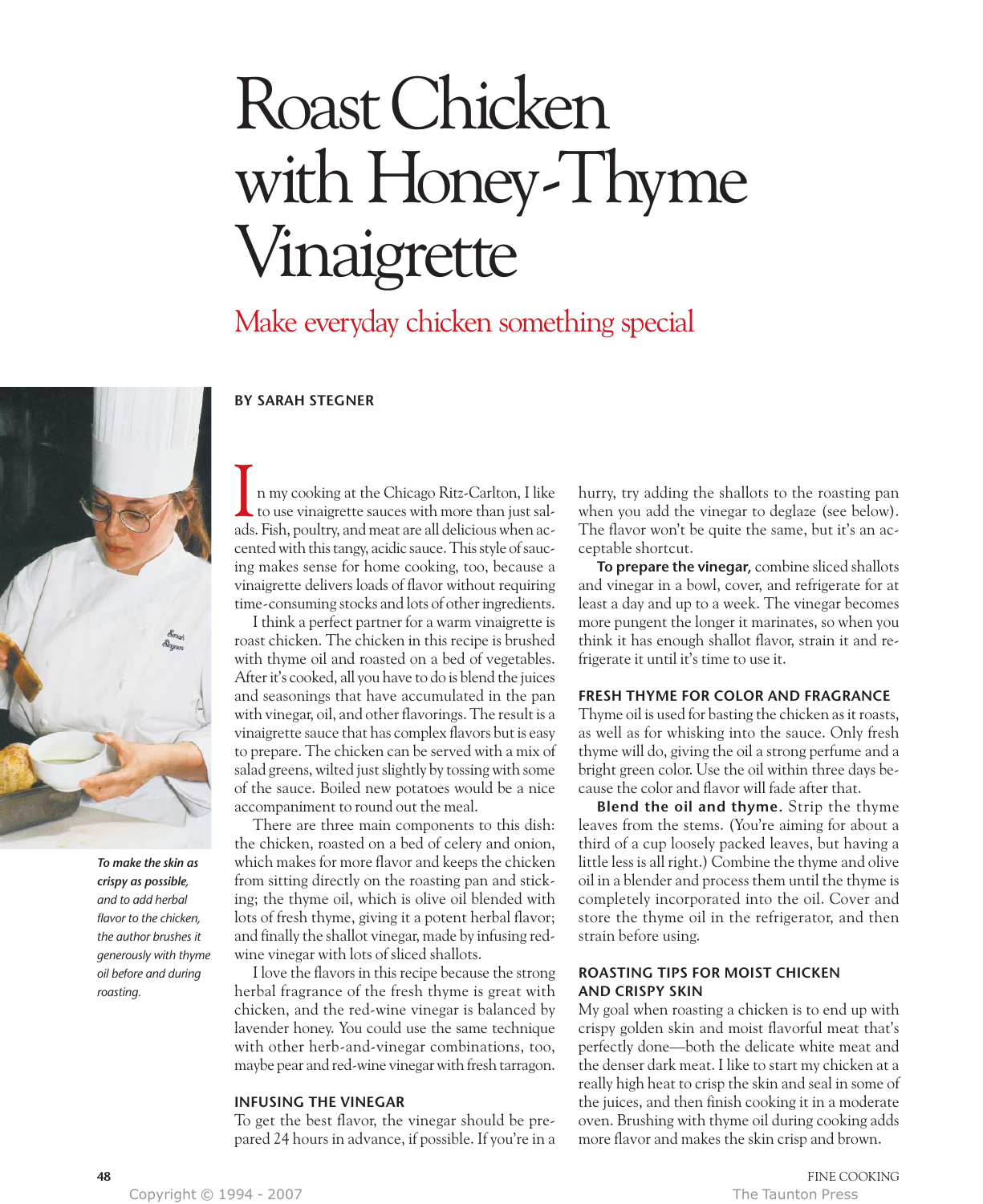# Roast Chicken with Honey-Thyme Vinaigrette

## Make everyday chicken something special

**BY SARAH STEGNER**

*To make the skin as crispy as possible, and to add herbal flavor to the chicken, the author brushes it generously with thyme oil before and during roasting.*

In my cooking at the Chicago Ritz-Carlton, I like to use vinaigrette sauces with more than just salads. Fish, poultry, and meat are all delicious when accented with this tangy, acidic sauce. This style of saucing makes sense for home cooking, too, because a vinaigrette delivers loads of flavor without requiring time-consuming stocks and lots of other ingredients.

I think a perfect partner for a warm vinaigrette is roast chicken. The chicken in this recipe is brushed with thyme oil and roasted on a bed of vegetables. After it's cooked, all you have to do is blend the juices and seasonings that have accumulated in the pan with vinegar, oil, and other flavorings. The result is a vinaigrette sauce that has complex flavors but is easy to prepare. The chicken can be served with a mix of salad greens, wilted just slightly by tossing with some of the sauce. Boiled new potatoes would be a nice accompaniment to round out the meal.

There are three main components to this dish: the chicken, roasted on a bed of celery and onion, which makes for more flavor and keeps the chicken from sitting directly on the roasting pan and sticking; the thyme oil, which is olive oil blended with lots of fresh thyme, giving it a potent herbal flavor; and finally the shallot vinegar, made by infusing red-wine vinegar with lots of sliced shallots.

I love the flavors in this recipe because the strong herbal fragrance of the fresh thyme is great with chicken, and the red-wine vinegar is balanced by lavender honey. You could use the same technique with other herb-and-vinegar combinations, too, maybe pear and red-wine vinegar with fresh tarragon.

### INFUSING THE VINEGAR

To get the best flavor, the vinegar should be prepared 24 hours in advance, if possible. If you're in a hurry, try adding the shallots to the roasting pan when you add the vinegar to deglaze (see below). The flavor won't be quite the same, but it's an acceptable shortcut.

**To prepare the vinegar,** combine sliced shallots and vinegar in a bowl, cover, and refrigerate for at least a day and up to a week. The vinegar becomes more pungent the longer it marinates, so when you think it has enough shallot flavor, strain it and refrigerate it until it's time to use it.

### FRESH THYME FOR COLOR AND FRAGRANCE

Thyme oil is used for basting the chicken as it roasts, as well as for whisking into the sauce. Only fresh thyme will do, giving the oil a strong perfume and a bright green color. Use the oil within three days because the color and flavor will fade after that.

**Blend the oil and thyme.** Strip the thyme leaves from the stems. (You're aiming for about a third of a cup loosely packed leaves, but having a little less is all right.) Combine the thyme and olive oil in a blender and process them until the thyme is completely incorporated into the oil. Cover and store the thyme oil in the refrigerator, and then strain before using.

### ROASTING TIPS FOR MOIST CHICKEN AND CRISPY SKIN

My goal when roasting a chicken is to end up with crispy golden skin and moist flavorful meat that's perfectly done—both the delicate white meat and the denser dark meat. I like to start my chicken at a really high heat to crisp the skin and seal in some of the juices, and then finish cooking it in a moderate oven. Brushing with thyme oil during cooking adds more flavor and makes the skin crisp and brown.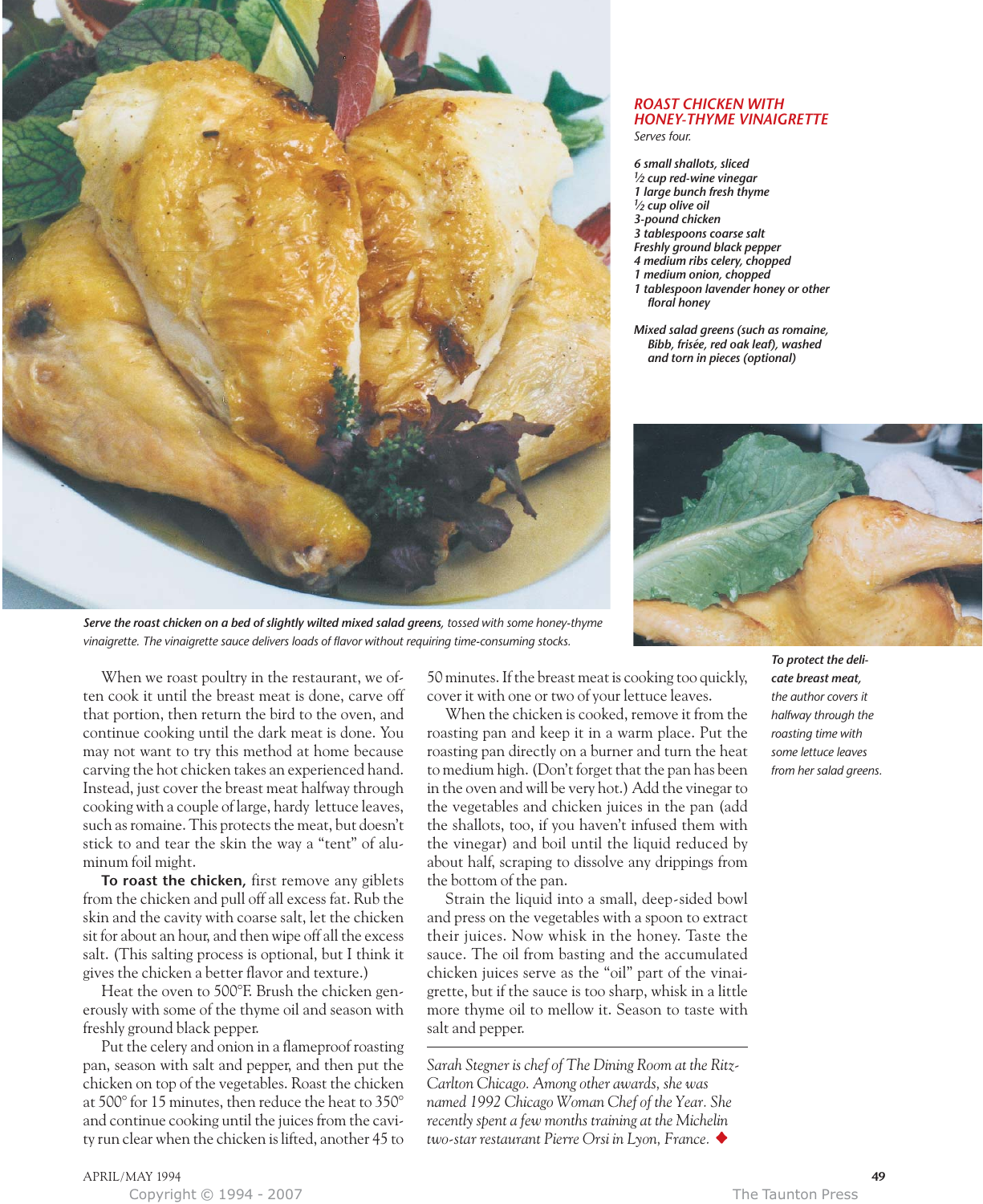## ROAST CHICKEN WITH HONEY-THYME VINAIGRETTE

*Serves four.*

*6 small shallots, sliced*
*½ cup red-wine vinegar*
*1 large bunch fresh thyme*
*½ cup olive oil*
*3-pound chicken*
*3 tablespoons coarse salt*
*Freshly ground black pepper*
*4 medium ribs celery, chopped*
*1 medium onion, chopped*
*1 tablespoon lavender honey or other floral honey*

*Mixed salad greens (such as romaine, Bibb, frisée, red oak leaf), washed and torn in pieces (optional)*

***Serve the roast chicken on a bed of slightly wilted mixed salad greens,** tossed with some honey-thyme vinaigrette. The vinaigrette sauce delivers loads of flavor without requiring time-consuming stocks.*

***To protect the delicate breast meat,** the author covers it halfway through the roasting time with some lettuce leaves from her salad greens.*

When we roast poultry in the restaurant, we often cook it until the breast meat is done, carve off that portion, then return the bird to the oven, and continue cooking until the dark meat is done. You may not want to try this method at home because carving the hot chicken takes an experienced hand. Instead, just cover the breast meat halfway through cooking with a couple of large, hardy lettuce leaves, such as romaine. This protects the meat, but doesn't stick to and tear the skin the way a "tent" of aluminum foil might.

**To roast the chicken,** first remove any giblets from the chicken and pull off all excess fat. Rub the skin and the cavity with coarse salt, let the chicken sit for about an hour, and then wipe off all the excess salt. (This salting process is optional, but I think it gives the chicken a better flavor and texture.)

Heat the oven to 500°F. Brush the chicken generously with some of the thyme oil and season with freshly ground black pepper.

Put the celery and onion in a flameproof roasting pan, season with salt and pepper, and then put the chicken on top of the vegetables. Roast the chicken at 500° for 15 minutes, then reduce the heat to 350° and continue cooking until the juices from the cavity run clear when the chicken is lifted, another 45 to 50 minutes. If the breast meat is cooking too quickly, cover it with one or two of your lettuce leaves.

When the chicken is cooked, remove it from the roasting pan and keep it in a warm place. Put the roasting pan directly on a burner and turn the heat to medium high. (Don't forget that the pan has been in the oven and will be very hot.) Add the vinegar to the vegetables and chicken juices in the pan (add the shallots, too, if you haven't infused them with the vinegar) and boil until the liquid reduced by about half, scraping to dissolve any drippings from the bottom of the pan.

Strain the liquid into a small, deep-sided bowl and press on the vegetables with a spoon to extract their juices. Now whisk in the honey. Taste the sauce. The oil from basting and the accumulated chicken juices serve as the "oil" part of the vinaigrette, but if the sauce is too sharp, whisk in a little more thyme oil to mellow it. Season to taste with salt and pepper.

---

*Sarah Stegner is chef of The Dining Room at the Ritz-Carlton Chicago. Among other awards, she was named 1992 Chicago Woman Chef of the Year. She recently spent a few months training at the Michelin two-star restaurant Pierre Orsi in Lyon, France.* ◆